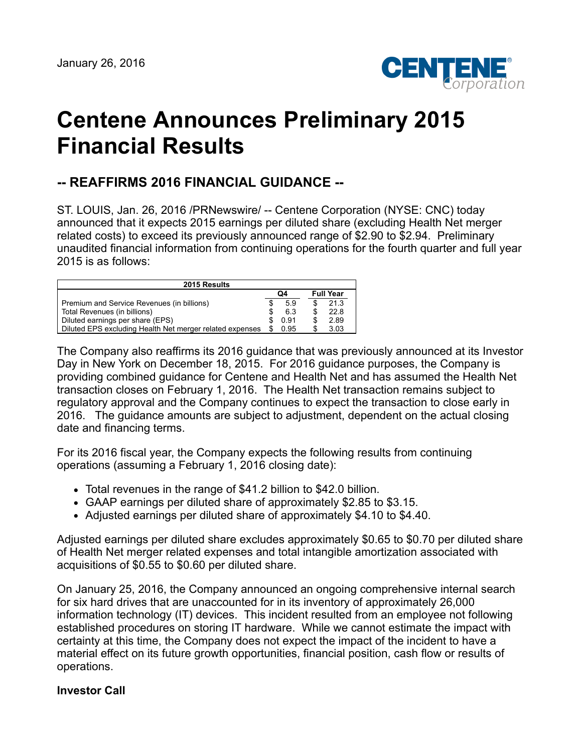January 26, 2016

# Centene Announces Preliminary 2015 Financial Results

## -- REAFFIRMS 2016 FINANCIAL GUIDANCE --

ST. LOUIS, Jan. 26, 2016 /PRNewswire/ -- Centene Corporation (NYSE: CNC) today announced that it expects 2015 earnings per diluted share (excluding Health Net merger related costs) to exceed its previously announced range of $2.90 to $2.94. Preliminary unaudited financial information from continuing operations for the fourth quarter and full year 2015 is as follows:

| 2015 Results | | |
|---|---|---|
| | Q4 | Full Year |
| Premium and Service Revenues (in billions) | $ 5.9 | $ 21.3 |
| Total Revenues (in billions) | $ 6.3 | $ 22.8 |
| Diluted earnings per share (EPS) | $ 0.91 | $ 2.89 |
| Diluted EPS excluding Health Net merger related expenses | $ 0.95 | $ 3.03 |

The Company also reaffirms its 2016 guidance that was previously announced at its Investor Day in New York on December 18, 2015. For 2016 guidance purposes, the Company is providing combined guidance for Centene and Health Net and has assumed the Health Net transaction closes on February 1, 2016. The Health Net transaction remains subject to regulatory approval and the Company continues to expect the transaction to close early in 2016. The guidance amounts are subject to adjustment, dependent on the actual closing date and financing terms.

For its 2016 fiscal year, the Company expects the following results from continuing operations (assuming a February 1, 2016 closing date):

- Total revenues in the range of $41.2 billion to $42.0 billion.
- GAAP earnings per diluted share of approximately $2.85 to $3.15.
- Adjusted earnings per diluted share of approximately $4.10 to $4.40.

Adjusted earnings per diluted share excludes approximately $0.65 to $0.70 per diluted share of Health Net merger related expenses and total intangible amortization associated with acquisitions of $0.55 to $0.60 per diluted share.

On January 25, 2016, the Company announced an ongoing comprehensive internal search for six hard drives that are unaccounted for in its inventory of approximately 26,000 information technology (IT) devices. This incident resulted from an employee not following established procedures on storing IT hardware. While we cannot estimate the impact with certainty at this time, the Company does not expect the impact of the incident to have a material effect on its future growth opportunities, financial position, cash flow or results of operations.

**Investor Call**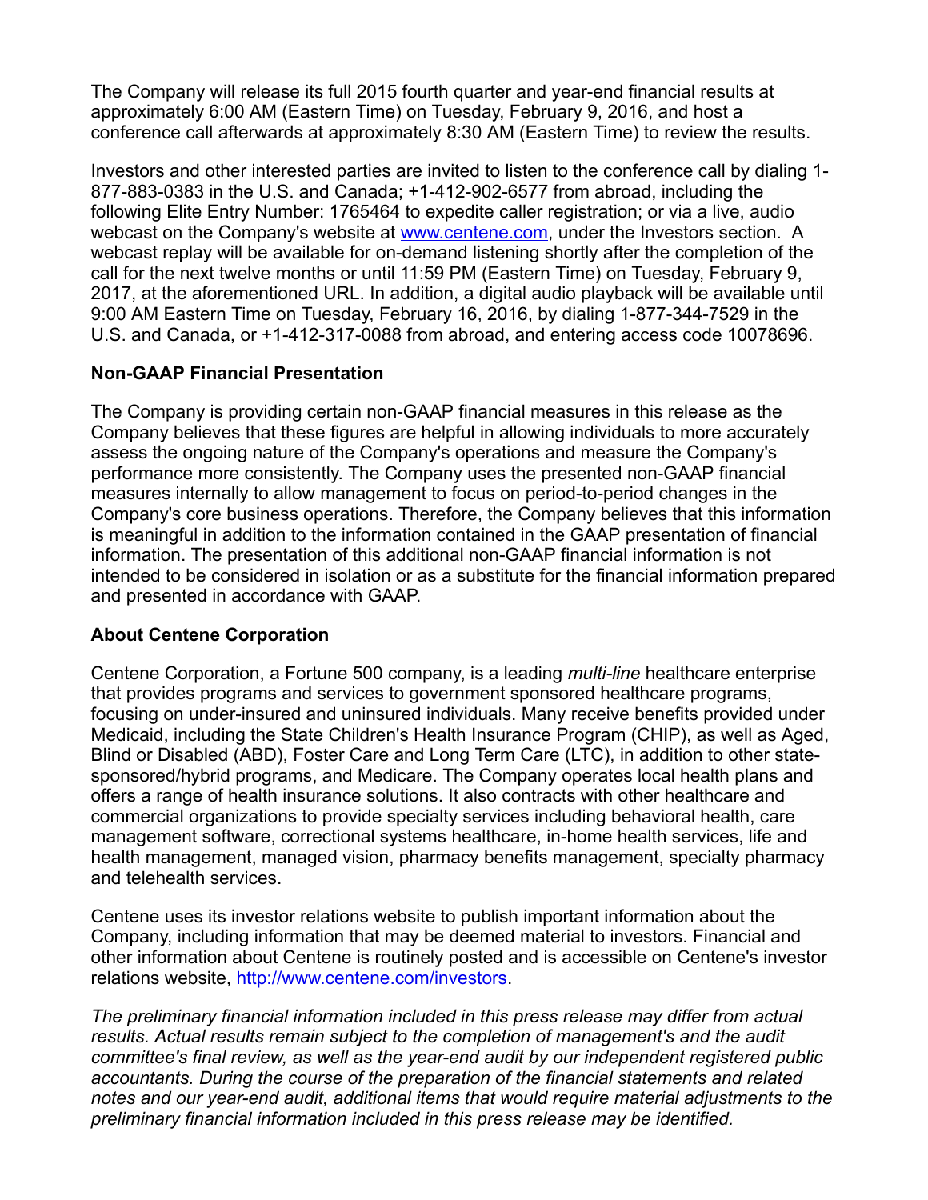The Company will release its full 2015 fourth quarter and year-end financial results at approximately 6:00 AM (Eastern Time) on Tuesday, February 9, 2016, and host a conference call afterwards at approximately 8:30 AM (Eastern Time) to review the results.

Investors and other interested parties are invited to listen to the conference call by dialing 1-877-883-0383 in the U.S. and Canada; +1-412-902-6577 from abroad, including the following Elite Entry Number: 1765464 to expedite caller registration; or via a live, audio webcast on the Company's website at [www.centene.com](www.centene.com), under the Investors section. A webcast replay will be available for on-demand listening shortly after the completion of the call for the next twelve months or until 11:59 PM (Eastern Time) on Tuesday, February 9, 2017, at the aforementioned URL. In addition, a digital audio playback will be available until 9:00 AM Eastern Time on Tuesday, February 16, 2016, by dialing 1-877-344-7529 in the U.S. and Canada, or +1-412-317-0088 from abroad, and entering access code 10078696.

**Non-GAAP Financial Presentation**

The Company is providing certain non-GAAP financial measures in this release as the Company believes that these figures are helpful in allowing individuals to more accurately assess the ongoing nature of the Company's operations and measure the Company's performance more consistently. The Company uses the presented non-GAAP financial measures internally to allow management to focus on period-to-period changes in the Company's core business operations. Therefore, the Company believes that this information is meaningful in addition to the information contained in the GAAP presentation of financial information. The presentation of this additional non-GAAP financial information is not intended to be considered in isolation or as a substitute for the financial information prepared and presented in accordance with GAAP.

**About Centene Corporation**

Centene Corporation, a Fortune 500 company, is a leading *multi-line* healthcare enterprise that provides programs and services to government sponsored healthcare programs, focusing on under-insured and uninsured individuals. Many receive benefits provided under Medicaid, including the State Children's Health Insurance Program (CHIP), as well as Aged, Blind or Disabled (ABD), Foster Care and Long Term Care (LTC), in addition to other state-sponsored/hybrid programs, and Medicare. The Company operates local health plans and offers a range of health insurance solutions. It also contracts with other healthcare and commercial organizations to provide specialty services including behavioral health, care management software, correctional systems healthcare, in-home health services, life and health management, managed vision, pharmacy benefits management, specialty pharmacy and telehealth services.

Centene uses its investor relations website to publish important information about the Company, including information that may be deemed material to investors. Financial and other information about Centene is routinely posted and is accessible on Centene's investor relations website, [http://www.centene.com/investors](http://www.centene.com/investors).

*The preliminary financial information included in this press release may differ from actual results. Actual results remain subject to the completion of management's and the audit committee's final review, as well as the year-end audit by our independent registered public accountants. During the course of the preparation of the financial statements and related notes and our year-end audit, additional items that would require material adjustments to the preliminary financial information included in this press release may be identified.*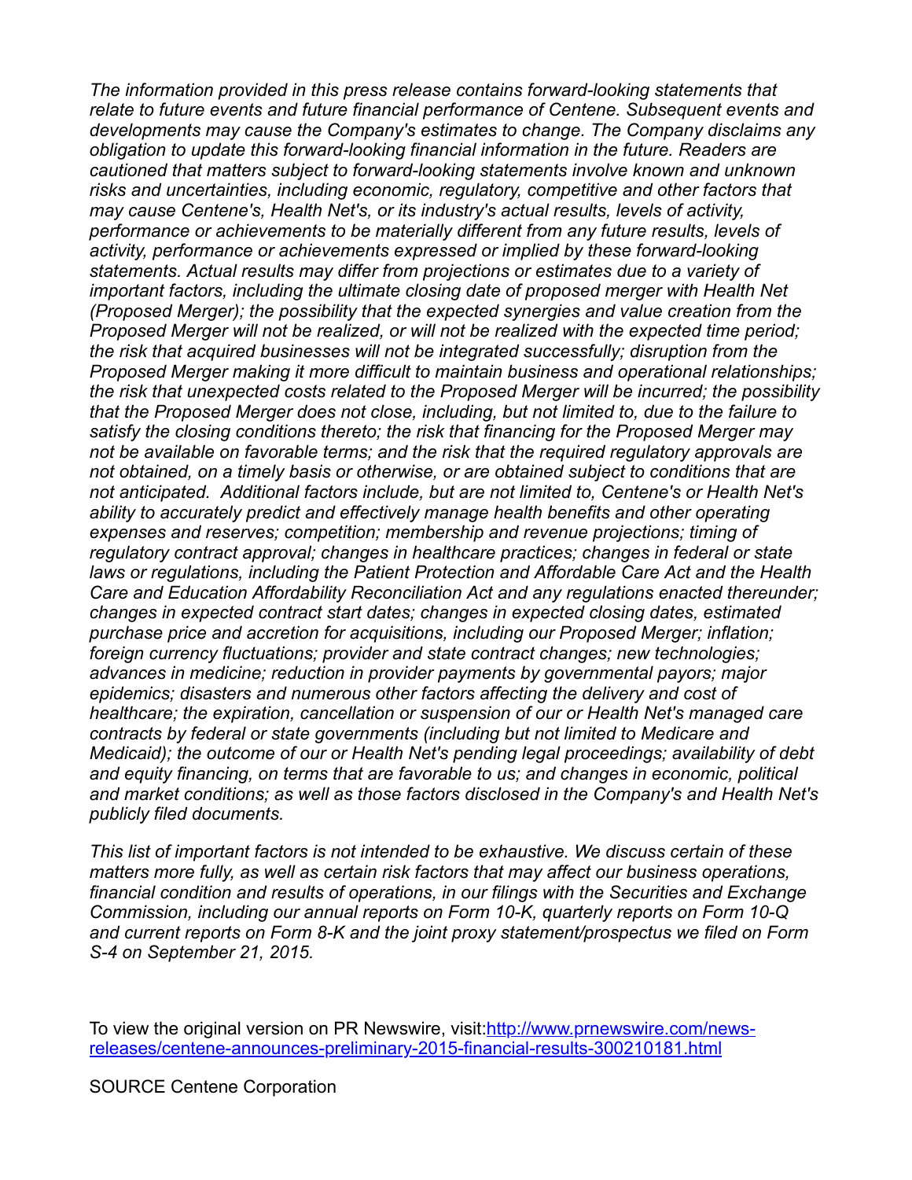*The information provided in this press release contains forward-looking statements that relate to future events and future financial performance of Centene. Subsequent events and developments may cause the Company's estimates to change. The Company disclaims any obligation to update this forward-looking financial information in the future. Readers are cautioned that matters subject to forward-looking statements involve known and unknown risks and uncertainties, including economic, regulatory, competitive and other factors that may cause Centene's, Health Net's, or its industry's actual results, levels of activity, performance or achievements to be materially different from any future results, levels of activity, performance or achievements expressed or implied by these forward-looking statements. Actual results may differ from projections or estimates due to a variety of important factors, including the ultimate closing date of proposed merger with Health Net (Proposed Merger); the possibility that the expected synergies and value creation from the Proposed Merger will not be realized, or will not be realized with the expected time period; the risk that acquired businesses will not be integrated successfully; disruption from the Proposed Merger making it more difficult to maintain business and operational relationships; the risk that unexpected costs related to the Proposed Merger will be incurred; the possibility that the Proposed Merger does not close, including, but not limited to, due to the failure to satisfy the closing conditions thereto; the risk that financing for the Proposed Merger may not be available on favorable terms; and the risk that the required regulatory approvals are not obtained, on a timely basis or otherwise, or are obtained subject to conditions that are not anticipated. Additional factors include, but are not limited to, Centene's or Health Net's ability to accurately predict and effectively manage health benefits and other operating expenses and reserves; competition; membership and revenue projections; timing of regulatory contract approval; changes in healthcare practices; changes in federal or state laws or regulations, including the Patient Protection and Affordable Care Act and the Health Care and Education Affordability Reconciliation Act and any regulations enacted thereunder; changes in expected contract start dates; changes in expected closing dates, estimated purchase price and accretion for acquisitions, including our Proposed Merger; inflation; foreign currency fluctuations; provider and state contract changes; new technologies; advances in medicine; reduction in provider payments by governmental payors; major epidemics; disasters and numerous other factors affecting the delivery and cost of healthcare; the expiration, cancellation or suspension of our or Health Net's managed care contracts by federal or state governments (including but not limited to Medicare and Medicaid); the outcome of our or Health Net's pending legal proceedings; availability of debt and equity financing, on terms that are favorable to us; and changes in economic, political and market conditions; as well as those factors disclosed in the Company's and Health Net's publicly filed documents.*

*This list of important factors is not intended to be exhaustive. We discuss certain of these matters more fully, as well as certain risk factors that may affect our business operations, financial condition and results of operations, in our filings with the Securities and Exchange Commission, including our annual reports on Form 10-K, quarterly reports on Form 10-Q and current reports on Form 8-K and the joint proxy statement/prospectus we filed on Form S-4 on September 21, 2015.*

To view the original version on PR Newswire, visit:[http://www.prnewswire.com/news-releases/centene-announces-preliminary-2015-financial-results-300210181.html](http://www.prnewswire.com/news-releases/centene-announces-preliminary-2015-financial-results-300210181.html)

SOURCE Centene Corporation